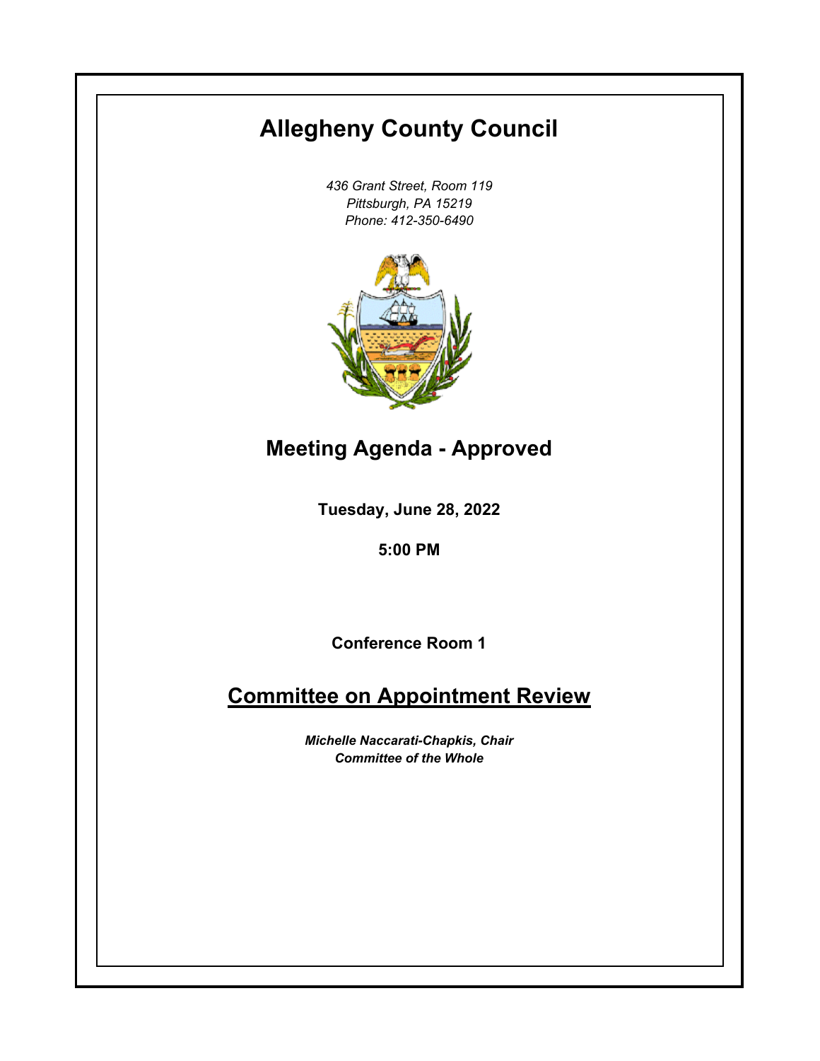# Allegheny County Council

*436 Grant Street, Room 119*
*Pittsburgh, PA 15219*
*Phone: 412-350-6490*

## Meeting Agenda - Approved

**Tuesday, June 28, 2022**

**5:00 PM**

**Conference Room 1**

## Committee on Appointment Review

***Michelle Naccarati-Chapkis, Chair***
***Committee of the Whole***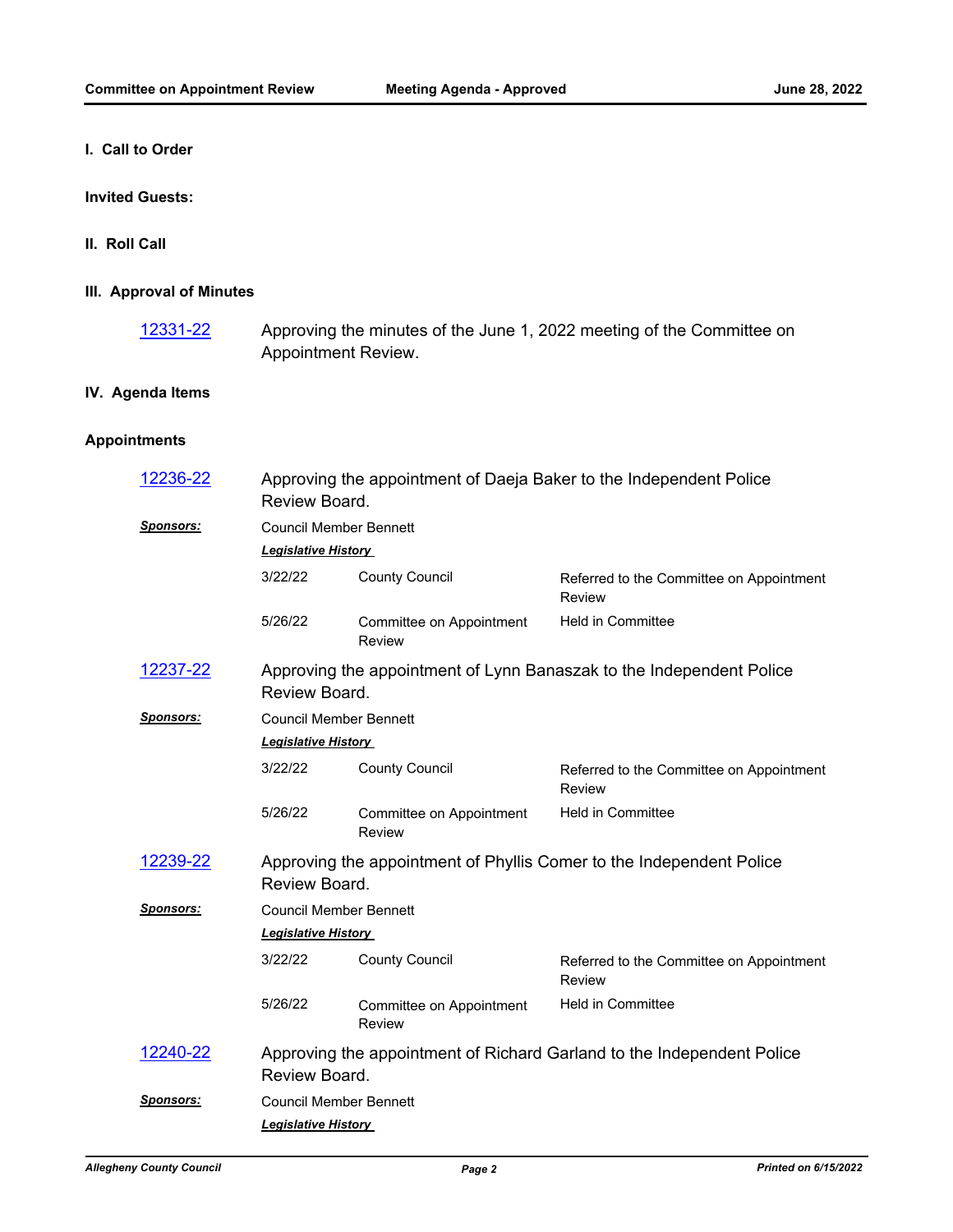## I. Call to Order

**Invited Guests:**

## II. Roll Call

## III. Approval of Minutes

12331-22 — Approving the minutes of the June 1, 2022 meeting of the Committee on Appointment Review.

## IV. Agenda Items

### Appointments

**12236-22** — Approving the appointment of Daeja Baker to the Independent Police Review Board.

***Sponsors:*** Council Member Bennett

***Legislative History***

| Date | Body | Action |
|---|---|---|
| 3/22/22 | County Council | Referred to the Committee on Appointment Review |
| 5/26/22 | Committee on Appointment Review | Held in Committee |

**12237-22** — Approving the appointment of Lynn Banaszak to the Independent Police Review Board.

***Sponsors:*** Council Member Bennett

***Legislative History***

| Date | Body | Action |
|---|---|---|
| 3/22/22 | County Council | Referred to the Committee on Appointment Review |
| 5/26/22 | Committee on Appointment Review | Held in Committee |

**12239-22** — Approving the appointment of Phyllis Comer to the Independent Police Review Board.

***Sponsors:*** Council Member Bennett

***Legislative History***

| Date | Body | Action |
|---|---|---|
| 3/22/22 | County Council | Referred to the Committee on Appointment Review |
| 5/26/22 | Committee on Appointment Review | Held in Committee |

**12240-22** — Approving the appointment of Richard Garland to the Independent Police Review Board.

***Sponsors:*** Council Member Bennett

***Legislative History***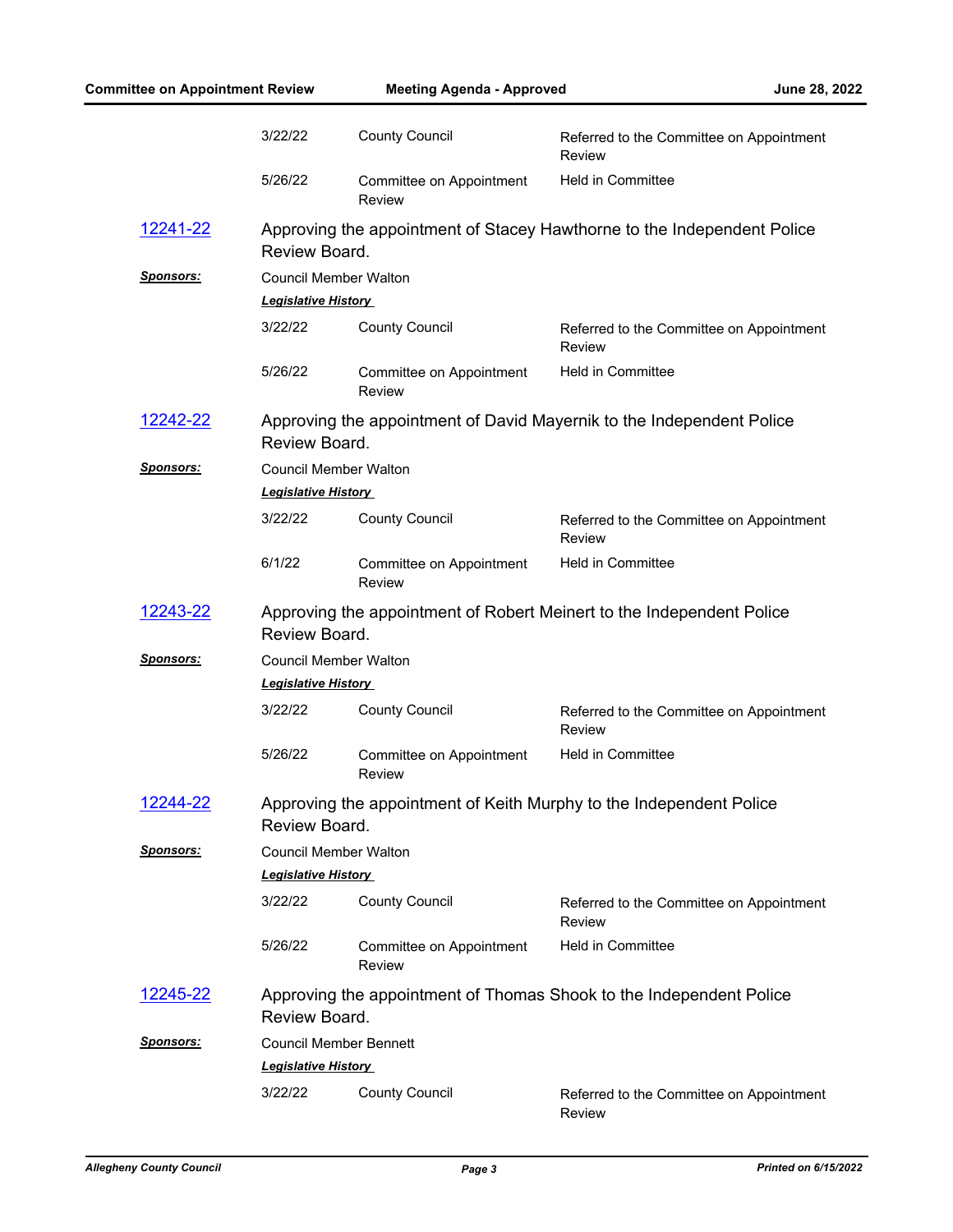| | | |
|---|---|---|
| 3/22/22 | County Council | Referred to the Committee on Appointment Review |
| 5/26/22 | Committee on Appointment Review | Held in Committee |

[12241-22](#) Approving the appointment of Stacey Hawthorne to the Independent Police Review Board.

***Sponsors:*** Council Member Walton

***Legislative History***

| | | |
|---|---|---|
| 3/22/22 | County Council | Referred to the Committee on Appointment Review |
| 5/26/22 | Committee on Appointment Review | Held in Committee |

[12242-22](#) Approving the appointment of David Mayernik to the Independent Police Review Board.

***Sponsors:*** Council Member Walton

***Legislative History***

| | | |
|---|---|---|
| 3/22/22 | County Council | Referred to the Committee on Appointment Review |
| 6/1/22 | Committee on Appointment Review | Held in Committee |

[12243-22](#) Approving the appointment of Robert Meinert to the Independent Police Review Board.

***Sponsors:*** Council Member Walton

***Legislative History***

| | | |
|---|---|---|
| 3/22/22 | County Council | Referred to the Committee on Appointment Review |
| 5/26/22 | Committee on Appointment Review | Held in Committee |

[12244-22](#) Approving the appointment of Keith Murphy to the Independent Police Review Board.

***Sponsors:*** Council Member Walton

***Legislative History***

| | | |
|---|---|---|
| 3/22/22 | County Council | Referred to the Committee on Appointment Review |
| 5/26/22 | Committee on Appointment Review | Held in Committee |

[12245-22](#) Approving the appointment of Thomas Shook to the Independent Police Review Board.

***Sponsors:*** Council Member Bennett

***Legislative History***

| | | |
|---|---|---|
| 3/22/22 | County Council | Referred to the Committee on Appointment Review |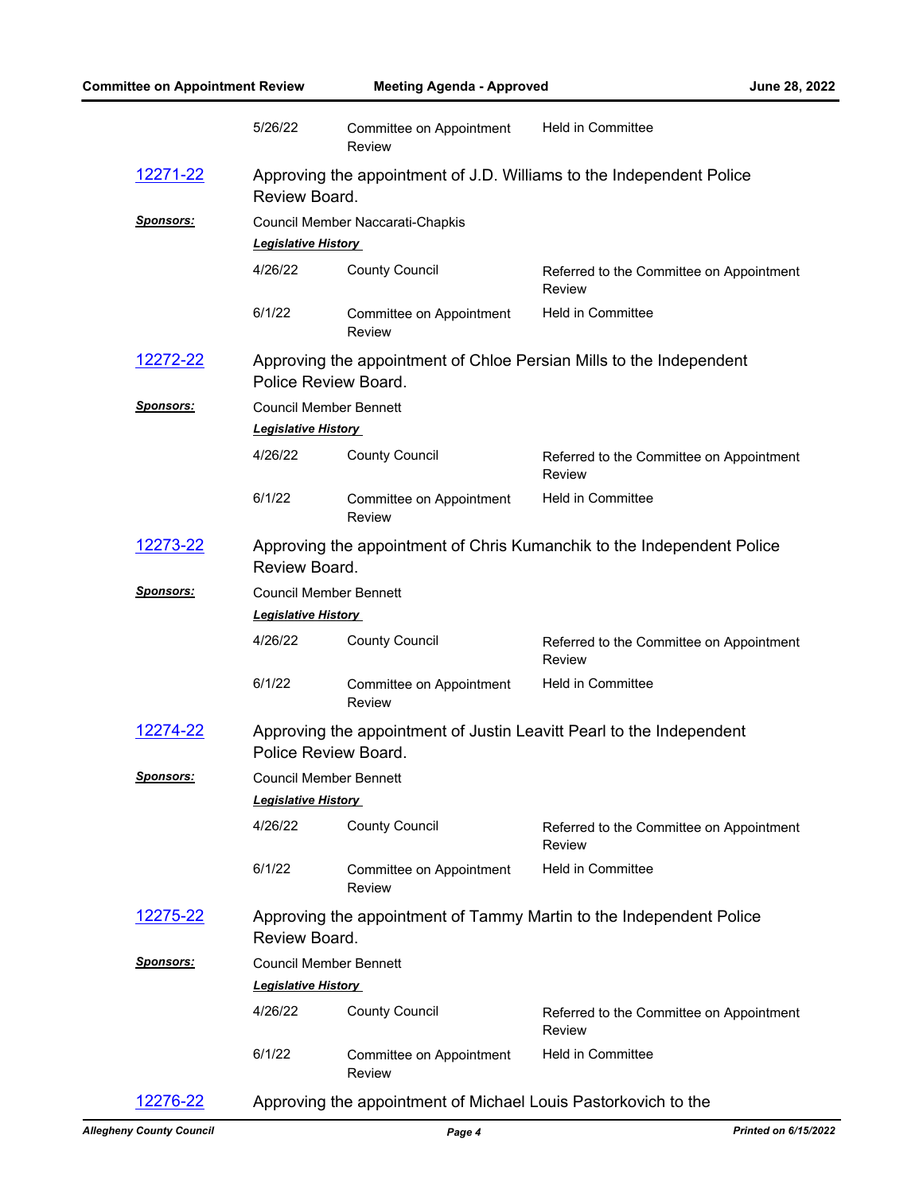| | | |
|---|---|---|
| 5/26/22 | Committee on Appointment Review | Held in Committee |

**12271-22** Approving the appointment of J.D. Williams to the Independent Police Review Board.

***Sponsors:*** Council Member Naccarati-Chapkis

***Legislative History***

| | | |
|---|---|---|
| 4/26/22 | County Council | Referred to the Committee on Appointment Review |
| 6/1/22 | Committee on Appointment Review | Held in Committee |

**12272-22** Approving the appointment of Chloe Persian Mills to the Independent Police Review Board.

***Sponsors:*** Council Member Bennett

***Legislative History***

| | | |
|---|---|---|
| 4/26/22 | County Council | Referred to the Committee on Appointment Review |
| 6/1/22 | Committee on Appointment Review | Held in Committee |

**12273-22** Approving the appointment of Chris Kumanchik to the Independent Police Review Board.

***Sponsors:*** Council Member Bennett

***Legislative History***

| | | |
|---|---|---|
| 4/26/22 | County Council | Referred to the Committee on Appointment Review |
| 6/1/22 | Committee on Appointment Review | Held in Committee |

**12274-22** Approving the appointment of Justin Leavitt Pearl to the Independent Police Review Board.

***Sponsors:*** Council Member Bennett

***Legislative History***

| | | |
|---|---|---|
| 4/26/22 | County Council | Referred to the Committee on Appointment Review |
| 6/1/22 | Committee on Appointment Review | Held in Committee |

**12275-22** Approving the appointment of Tammy Martin to the Independent Police Review Board.

***Sponsors:*** Council Member Bennett

***Legislative History***

| | | |
|---|---|---|
| 4/26/22 | County Council | Referred to the Committee on Appointment Review |
| 6/1/22 | Committee on Appointment Review | Held in Committee |

**12276-22** Approving the appointment of Michael Louis Pastorkovich to the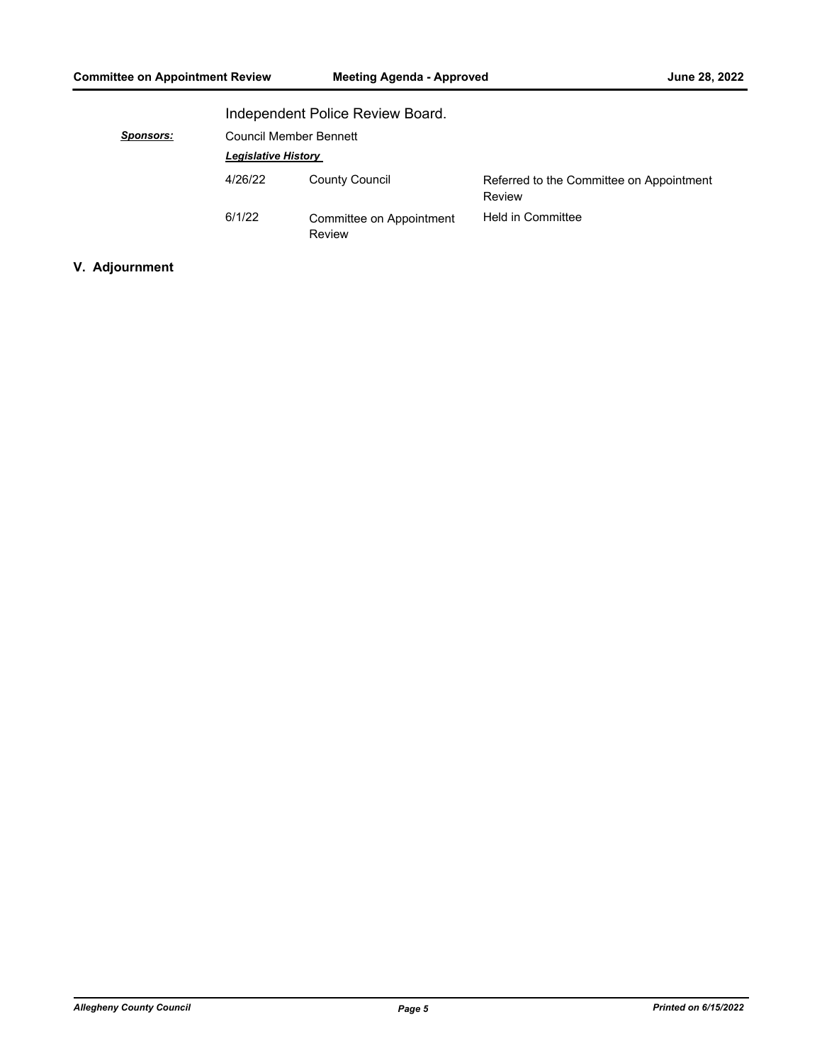Independent Police Review Board.

***Sponsors:*** Council Member Bennett

***Legislative History***

| | | |
|---|---|---|
| 4/26/22 | County Council | Referred to the Committee on Appointment Review |
| 6/1/22 | Committee on Appointment Review | Held in Committee |

## V. Adjournment